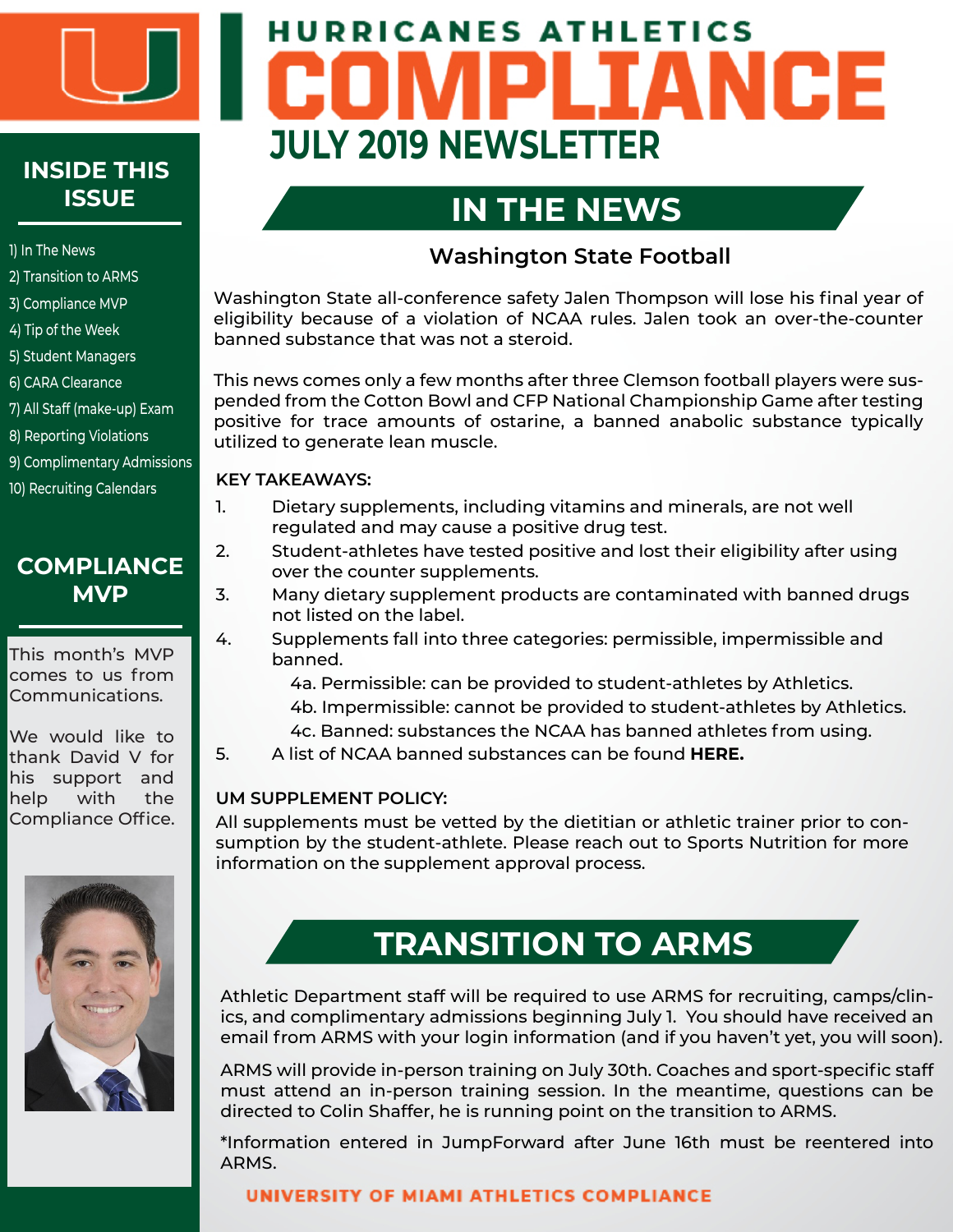# HURRICANES ATHLETICS COMPLIANCE

## JULY 2019 NEWSLETTER

### INSIDE THIS ISSUE

1) In The News
2) Transition to ARMS
3) Compliance MVP
4) Tip of the Week
5) Student Managers
6) CARA Clearance
7) All Staff (make-up) Exam
8) Reporting Violations
9) Complimentary Admissions
10) Recruiting Calendars

### COMPLIANCE MVP

This month's MVP comes to us from Communications.

We would like to thank David V for his support and help with the Compliance Office.

## IN THE NEWS

### Washington State Football

Washington State all-conference safety Jalen Thompson will lose his final year of eligibility because of a violation of NCAA rules. Jalen took an over-the-counter banned substance that was not a steroid.

This news comes only a few months after three Clemson football players were suspended from the Cotton Bowl and CFP National Championship Game after testing positive for trace amounts of ostarine, a banned anabolic substance typically utilized to generate lean muscle.

**KEY TAKEAWAYS:**

1. Dietary supplements, including vitamins and minerals, are not well regulated and may cause a positive drug test.
2. Student-athletes have tested positive and lost their eligibility after using over the counter supplements.
3. Many dietary supplement products are contaminated with banned drugs not listed on the label.
4. Supplements fall into three categories: permissible, impermissible and banned.
   - 4a. Permissible: can be provided to student-athletes by Athletics.
   - 4b. Impermissible: cannot be provided to student-athletes by Athletics.
   - 4c. Banned: substances the NCAA has banned athletes from using.
5. A list of NCAA banned substances can be found **HERE.**

**UM SUPPLEMENT POLICY:**

All supplements must be vetted by the dietitian or athletic trainer prior to consumption by the student-athlete. Please reach out to Sports Nutrition for more information on the supplement approval process.

## TRANSITION TO ARMS

Athletic Department staff will be required to use ARMS for recruiting, camps/clinics, and complimentary admissions beginning July 1. You should have received an email from ARMS with your login information (and if you haven't yet, you will soon).

ARMS will provide in-person training on July 30th. Coaches and sport-specific staff must attend an in-person training session. In the meantime, questions can be directed to Colin Shaffer, he is running point on the transition to ARMS.

*Information entered in JumpForward after June 16th must be reentered into ARMS.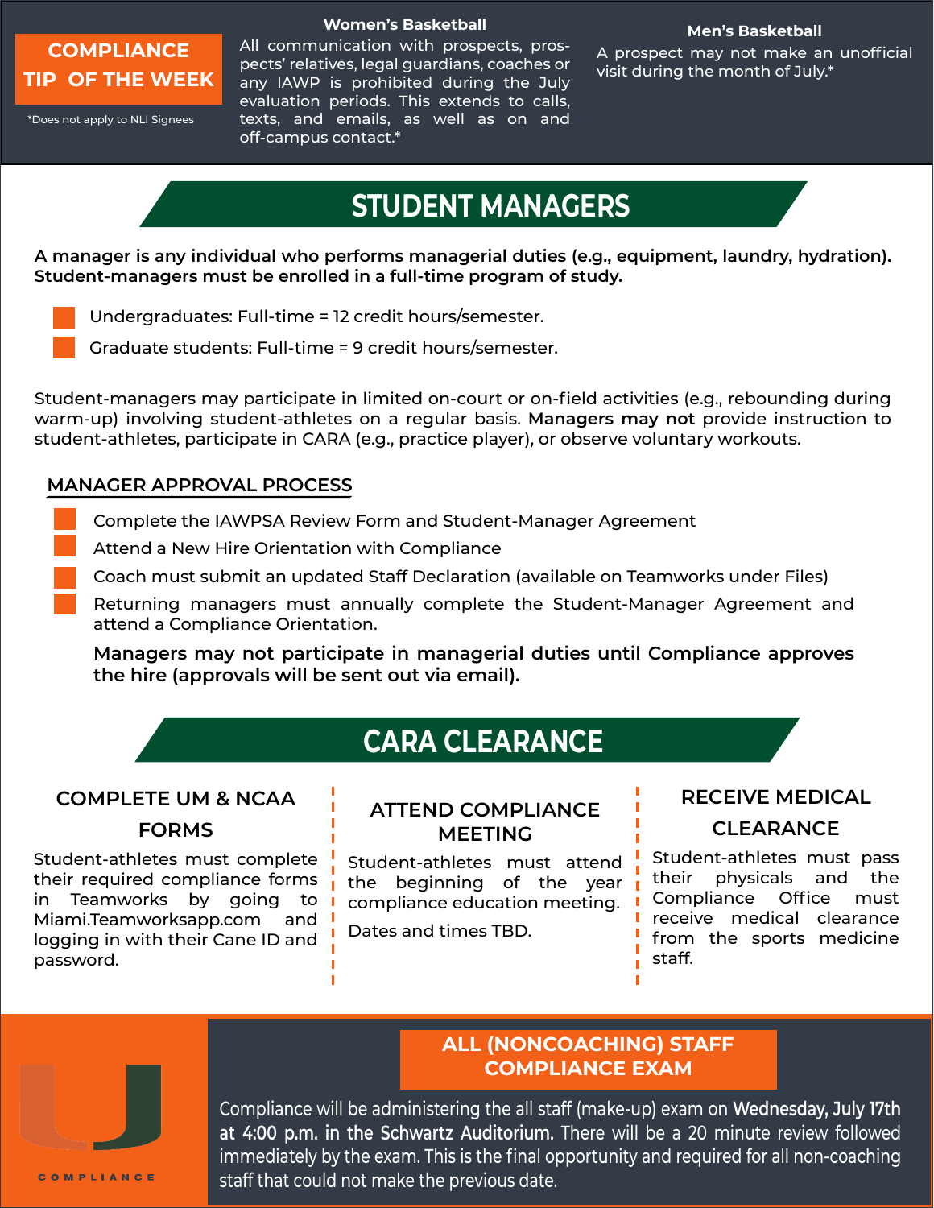## COMPLIANCE TIP OF THE WEEK

*Does not apply to NLI Signees

**Women's Basketball**

All communication with prospects, prospects' relatives, legal guardians, coaches or any IAWP is prohibited during the July evaluation periods. This extends to calls, texts, and emails, as well as on and off-campus contact.*

**Men's Basketball**

A prospect may not make an unofficial visit during the month of July.*

# STUDENT MANAGERS

**A manager is any individual who performs managerial duties (e.g., equipment, laundry, hydration). Student-managers must be enrolled in a full-time program of study.**

- Undergraduates: Full-time = 12 credit hours/semester.
- Graduate students: Full-time = 9 credit hours/semester.

Student-managers may participate in limited on-court or on-field activities (e.g., rebounding during warm-up) involving student-athletes on a regular basis. **Managers may not** provide instruction to student-athletes, participate in CARA (e.g., practice player), or observe voluntary workouts.

### MANAGER APPROVAL PROCESS

- Complete the IAWPSA Review Form and Student-Manager Agreement
- Attend a New Hire Orientation with Compliance
- Coach must submit an updated Staff Declaration (available on Teamworks under Files)
- Returning managers must annually complete the Student-Manager Agreement and attend a Compliance Orientation.

**Managers may not participate in managerial duties until Compliance approves the hire (approvals will be sent out via email).**

# CARA CLEARANCE

### COMPLETE UM & NCAA FORMS

Student-athletes must complete their required compliance forms in Teamworks by going to Miami.Teamworksapp.com and logging in with their Cane ID and password.

### ATTEND COMPLIANCE MEETING

Student-athletes must attend the beginning of the year compliance education meeting.

Dates and times TBD.

### RECEIVE MEDICAL CLEARANCE

Student-athletes must pass their physicals and the Compliance Office must receive medical clearance from the sports medicine staff.

## ALL (NONCOACHING) STAFF COMPLIANCE EXAM

Compliance will be administering the all staff (make-up) exam on **Wednesday, July 17th at 4:00 p.m. in the Schwartz Auditorium.** There will be a 20 minute review followed immediately by the exam. This is the final opportunity and required for all non-coaching staff that could not make the previous date.

COMPLIANCE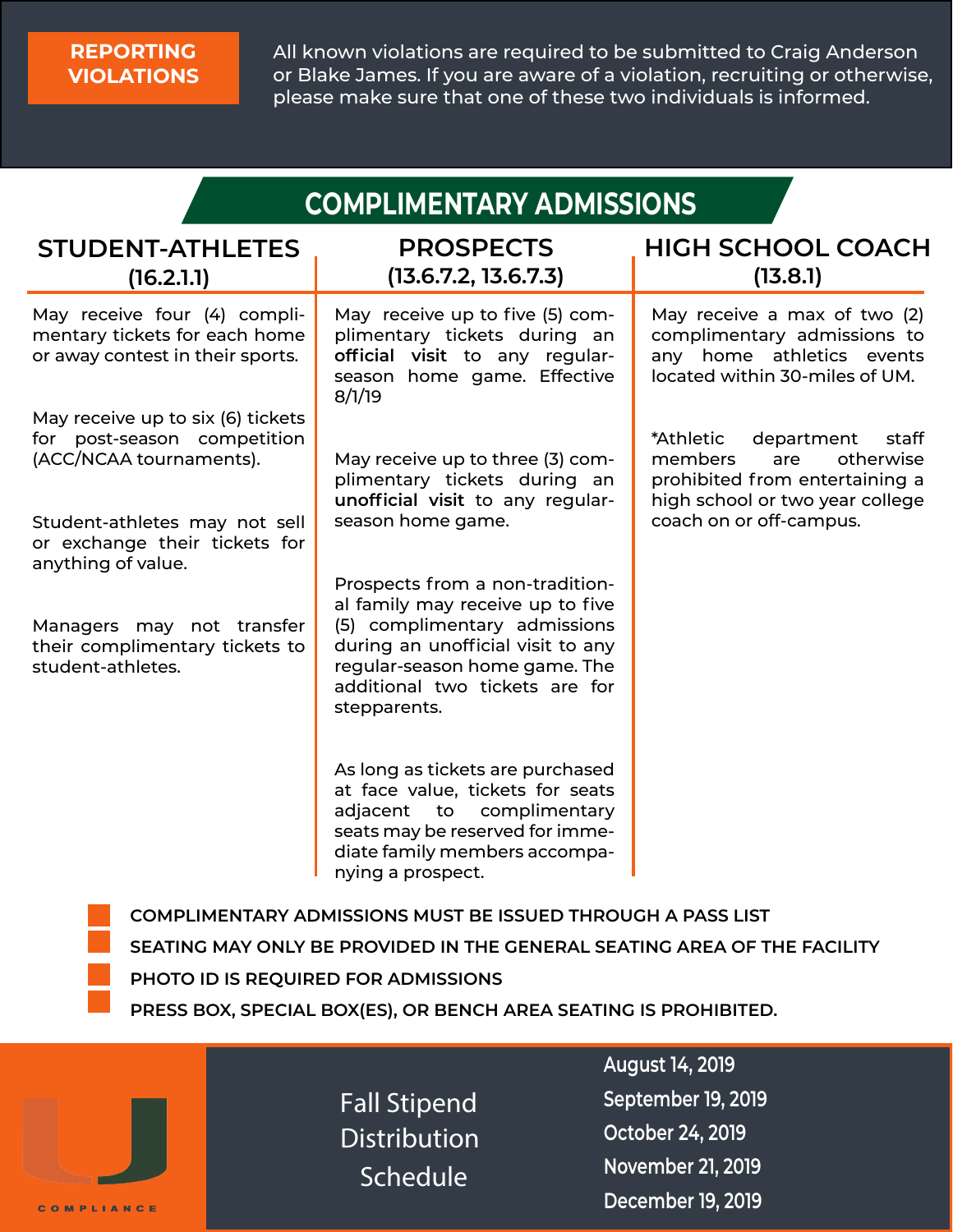**REPORTING VIOLATIONS**

All known violations are required to be submitted to Craig Anderson or Blake James. If you are aware of a violation, recruiting or otherwise, please make sure that one of these two individuals is informed.

# COMPLIMENTARY ADMISSIONS

## STUDENT-ATHLETES (16.2.1.1)

May receive four (4) complimentary tickets for each home or away contest in their sports.

May receive up to six (6) tickets for post-season competition (ACC/NCAA tournaments).

Student-athletes may not sell or exchange their tickets for anything of value.

Managers may not transfer their complimentary tickets to student-athletes.

## PROSPECTS (13.6.7.2, 13.6.7.3)

May receive up to five (5) complimentary tickets during an **official visit** to any regular-season home game. Effective 8/1/19

May receive up to three (3) complimentary tickets during an **unofficial visit** to any regular-season home game.

Prospects from a non-traditional family may receive up to five (5) complimentary admissions during an unofficial visit to any regular-season home game. The additional two tickets are for stepparents.

As long as tickets are purchased at face value, tickets for seats adjacent to complimentary seats may be reserved for immediate family members accompanying a prospect.

## HIGH SCHOOL COACH (13.8.1)

May receive a max of two (2) complimentary admissions to any home athletics events located within 30-miles of UM.

*Athletic department staff members are otherwise prohibited from entertaining a high school or two year college coach on or off-campus.

- **COMPLIMENTARY ADMISSIONS MUST BE ISSUED THROUGH A PASS LIST**
- **SEATING MAY ONLY BE PROVIDED IN THE GENERAL SEATING AREA OF THE FACILITY**
- **PHOTO ID IS REQUIRED FOR ADMISSIONS**
- **PRESS BOX, SPECIAL BOX(ES), OR BENCH AREA SEATING IS PROHIBITED.**

COMPLIANCE

## Fall Stipend Distribution Schedule

- August 14, 2019
- September 19, 2019
- October 24, 2019
- November 21, 2019
- December 19, 2019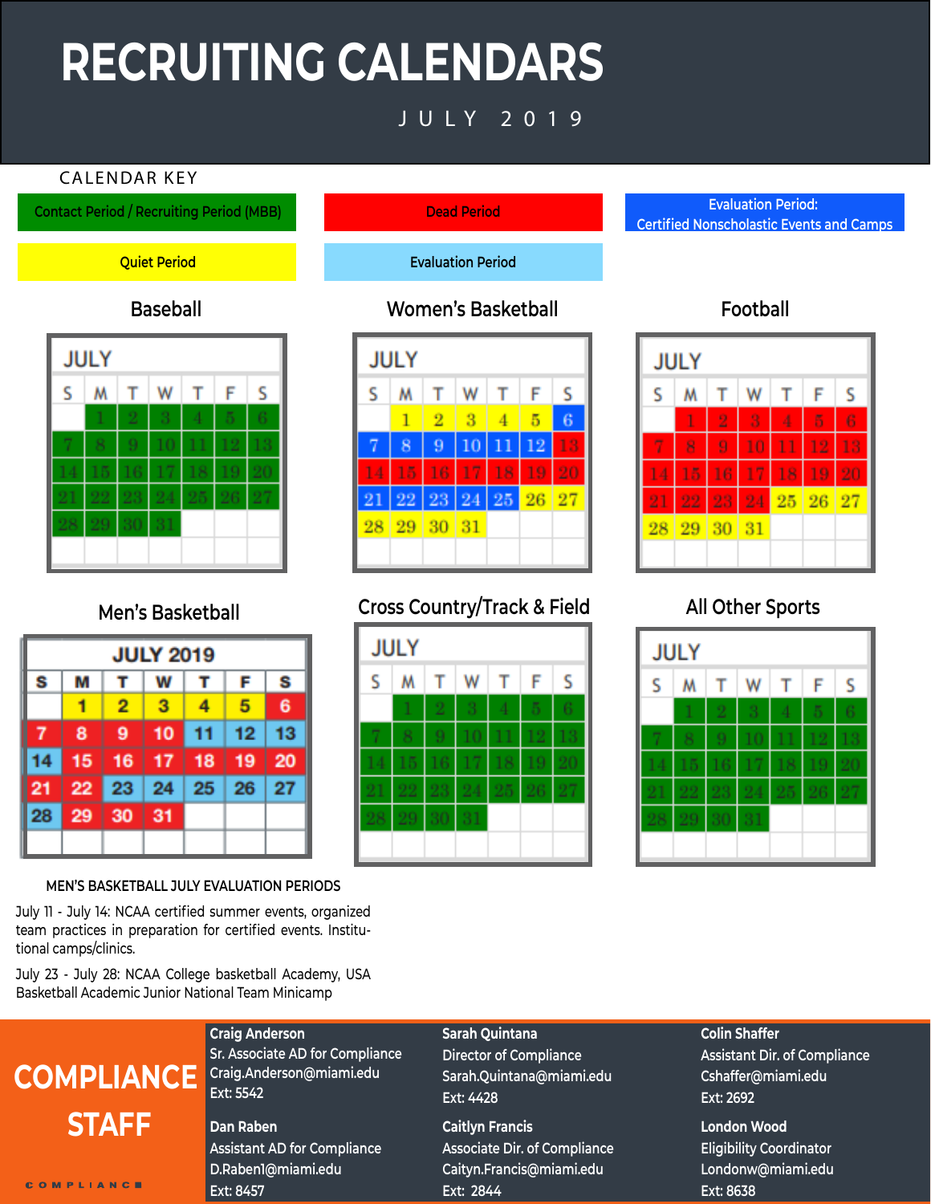# RECRUITING CALENDARS

JULY 2019

CALENDAR KEY

Contact Period / Recruiting Period (MBB)

Dead Period

Evaluation Period: Certified Nonscholastic Events and Camps

Quiet Period

Evaluation Period

## Baseball

JULY

| S | M | T | W | T | F | S |
|---|---|---|---|---|---|---|
| | 1 | 2 | 3 | 4 | 5 | 6 |
| 7 | 8 | 9 | 10 | 11 | 12 | 13 |
| 14 | 15 | 16 | 17 | 18 | 19 | 20 |
| 21 | 22 | 23 | 24 | 25 | 26 | 27 |
| 28 | 29 | 30 | 31 | | | |

## Women's Basketball

JULY

| S | M | T | W | T | F | S |
|---|---|---|---|---|---|---|
| | 1 | 2 | 3 | 4 | 5 | 6 |
| 7 | 8 | 9 | 10 | 11 | 12 | 13 |
| 14 | 15 | 16 | 17 | 18 | 19 | 20 |
| 21 | 22 | 23 | 24 | 25 | 26 | 27 |
| 28 | 29 | 30 | 31 | | | |

## Football

JULY

| S | M | T | W | T | F | S |
|---|---|---|---|---|---|---|
| | 1 | 2 | 3 | 4 | 5 | 6 |
| 7 | 8 | 9 | 10 | 11 | 12 | 13 |
| 14 | 15 | 16 | 17 | 18 | 19 | 20 |
| 21 | 22 | 23 | 24 | 25 | 26 | 27 |
| 28 | 29 | 30 | 31 | | | |

## Men's Basketball

JULY 2019

| S | M | T | W | T | F | S |
|---|---|---|---|---|---|---|
| | 1 | 2 | 3 | 4 | 5 | 6 |
| 7 | 8 | 9 | 10 | 11 | 12 | 13 |
| 14 | 15 | 16 | 17 | 18 | 19 | 20 |
| 21 | 22 | 23 | 24 | 25 | 26 | 27 |
| 28 | 29 | 30 | 31 | | | |

## Cross Country/Track & Field

JULY

| S | M | T | W | T | F | S |
|---|---|---|---|---|---|---|
| | 1 | 2 | 3 | 4 | 5 | 6 |
| 7 | 8 | 9 | 10 | 11 | 12 | 13 |
| 14 | 15 | 16 | 17 | 18 | 19 | 20 |
| 21 | 22 | 23 | 24 | 25 | 26 | 27 |
| 28 | 29 | 30 | 31 | | | |

## All Other Sports

JULY

| S | M | T | W | T | F | S |
|---|---|---|---|---|---|---|
| | 1 | 2 | 3 | 4 | 5 | 6 |
| 7 | 8 | 9 | 10 | 11 | 12 | 13 |
| 14 | 15 | 16 | 17 | 18 | 19 | 20 |
| 21 | 22 | 23 | 24 | 25 | 26 | 27 |
| 28 | 29 | 30 | 31 | | | |

### MEN'S BASKETBALL JULY EVALUATION PERIODS

July 11 - July 14: NCAA certified summer events, organized team practices in preparation for certified events. Institutional camps/clinics.

July 23 - July 28: NCAA College basketball Academy, USA Basketball Academic Junior National Team Minicamp

## COMPLIANCE STAFF

**Craig Anderson**
Sr. Associate AD for Compliance
Craig.Anderson@miami.edu
Ext: 5542

**Dan Raben**
Assistant AD for Compliance
D.Raben1@miami.edu
Ext: 8457

**Sarah Quintana**
Director of Compliance
Sarah.Quintana@miami.edu
Ext: 4428

**Caitlyn Francis**
Associate Dir. of Compliance
Caityn.Francis@miami.edu
Ext: 2844

**Colin Shaffer**
Assistant Dir. of Compliance
Cshaffer@miami.edu
Ext: 2692

**London Wood**
Eligibility Coordinator
Londonw@miami.edu
Ext: 8638